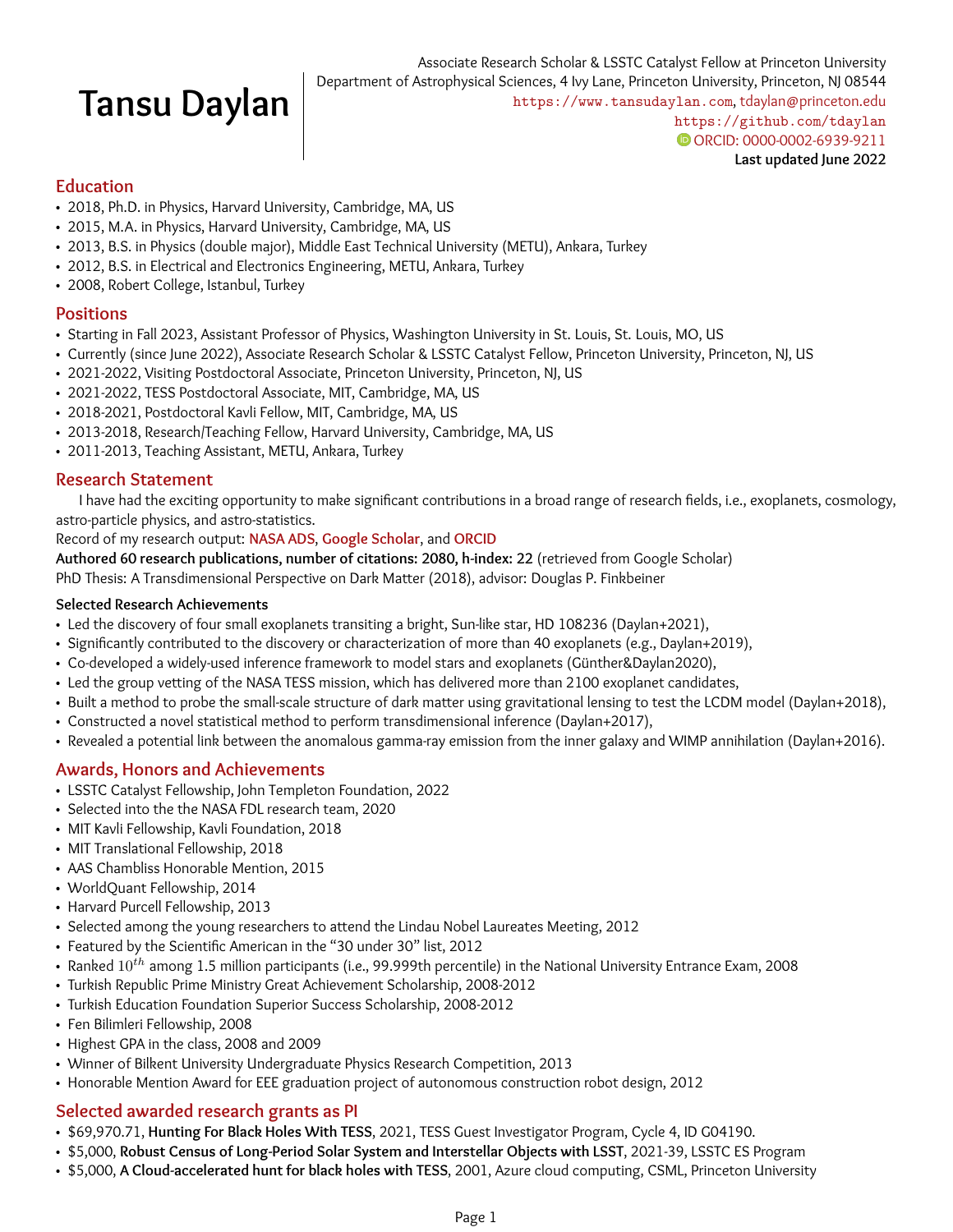# Tansu Daylan

Associate Research Scholar & LSSTC Catalyst Fellow at Princeton University
Department of Astrophysical Sciences, 4 Ivy Lane, Princeton University, Princeton, NJ 08544
https://www.tansudaylan.com, tdaylan@princeton.edu
https://github.com/tdaylan
ORCID: 0000-0002-6939-9211
**Last updated June 2022**

## Education

- 2018, Ph.D. in Physics, Harvard University, Cambridge, MA, US
- 2015, M.A. in Physics, Harvard University, Cambridge, MA, US
- 2013, B.S. in Physics (double major), Middle East Technical University (METU), Ankara, Turkey
- 2012, B.S. in Electrical and Electronics Engineering, METU, Ankara, Turkey
- 2008, Robert College, Istanbul, Turkey

## Positions

- Starting in Fall 2023, Assistant Professor of Physics, Washington University in St. Louis, St. Louis, MO, US
- Currently (since June 2022), Associate Research Scholar & LSSTC Catalyst Fellow, Princeton University, Princeton, NJ, US
- 2021-2022, Visiting Postdoctoral Associate, Princeton University, Princeton, NJ, US
- 2021-2022, TESS Postdoctoral Associate, MIT, Cambridge, MA, US
- 2018-2021, Postdoctoral Kavli Fellow, MIT, Cambridge, MA, US
- 2013-2018, Research/Teaching Fellow, Harvard University, Cambridge, MA, US
- 2011-2013, Teaching Assistant, METU, Ankara, Turkey

## Research Statement

I have had the exciting opportunity to make significant contributions in a broad range of research fields, i.e., exoplanets, cosmology, astro-particle physics, and astro-statistics.

Record of my research output: **NASA ADS**, **Google Scholar**, and **ORCID**

**Authored 60 research publications, number of citations: 2080, h-index: 22** (retrieved from Google Scholar)

PhD Thesis: A Transdimensional Perspective on Dark Matter (2018), advisor: Douglas P. Finkbeiner

### Selected Research Achievements

- Led the discovery of four small exoplanets transiting a bright, Sun-like star, HD 108236 (Daylan+2021),
- Significantly contributed to the discovery or characterization of more than 40 exoplanets (e.g., Daylan+2019),
- Co-developed a widely-used inference framework to model stars and exoplanets (Günther&Daylan2020),
- Led the group vetting of the NASA TESS mission, which has delivered more than 2100 exoplanet candidates,
- Built a method to probe the small-scale structure of dark matter using gravitational lensing to test the LCDM model (Daylan+2018),
- Constructed a novel statistical method to perform transdimensional inference (Daylan+2017),
- Revealed a potential link between the anomalous gamma-ray emission from the inner galaxy and WIMP annihilation (Daylan+2016).

## Awards, Honors and Achievements

- LSSTC Catalyst Fellowship, John Templeton Foundation, 2022
- Selected into the the NASA FDL research team, 2020
- MIT Kavli Fellowship, Kavli Foundation, 2018
- MIT Translational Fellowship, 2018
- AAS Chambliss Honorable Mention, 2015
- WorldQuant Fellowship, 2014
- Harvard Purcell Fellowship, 2013
- Selected among the young researchers to attend the Lindau Nobel Laureates Meeting, 2012
- Featured by the Scientific American in the “30 under 30” list, 2012
- Ranked $10^{th}$ among 1.5 million participants (i.e., 99.999th percentile) in the National University Entrance Exam, 2008
- Turkish Republic Prime Ministry Great Achievement Scholarship, 2008-2012
- Turkish Education Foundation Superior Success Scholarship, 2008-2012
- Fen Bilimleri Fellowship, 2008
- Highest GPA in the class, 2008 and 2009
- Winner of Bilkent University Undergraduate Physics Research Competition, 2013
- Honorable Mention Award for EEE graduation project of autonomous construction robot design, 2012

## Selected awarded research grants as PI

- $69,970.71, **Hunting For Black Holes With TESS**, 2021, TESS Guest Investigator Program, Cycle 4, ID G04190.
- $5,000, **Robust Census of Long-Period Solar System and Interstellar Objects with LSST**, 2021-39, LSSTC ES Program
- $5,000, **A Cloud-accelerated hunt for black holes with TESS**, 2001, Azure cloud computing, CSML, Princeton University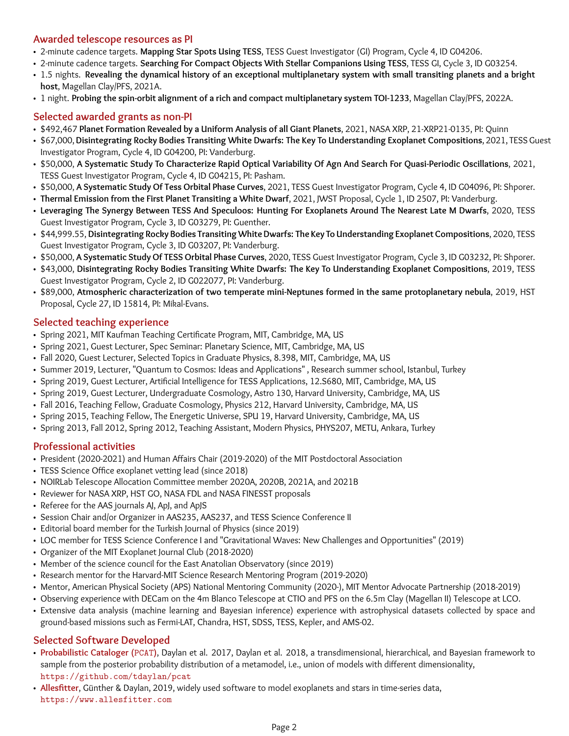## Awarded telescope resources as PI

- 2-minute cadence targets. **Mapping Star Spots Using TESS**, TESS Guest Investigator (GI) Program, Cycle 4, ID G04206.
- 2-minute cadence targets. **Searching For Compact Objects With Stellar Companions Using TESS**, TESS GI, Cycle 3, ID G03254.
- 1.5 nights. **Revealing the dynamical history of an exceptional multiplanetary system with small transiting planets and a bright host**, Magellan Clay/PFS, 2021A.
- 1 night. **Probing the spin-orbit alignment of a rich and compact multiplanetary system TOI-1233**, Magellan Clay/PFS, 2022A.

## Selected awarded grants as non-PI

- $492,467 **Planet Formation Revealed by a Uniform Analysis of all Giant Planets**, 2021, NASA XRP, 21-XRP21-0135, PI: Quinn
- $67,000, **Disintegrating Rocky Bodies Transiting White Dwarfs: The Key To Understanding Exoplanet Compositions**, 2021, TESS Guest Investigator Program, Cycle 4, ID G04200, PI: Vanderburg.
- $50,000, **A Systematic Study To Characterize Rapid Optical Variability Of Agn And Search For Quasi-Periodic Oscillations**, 2021, TESS Guest Investigator Program, Cycle 4, ID G04215, PI: Pasham.
- $50,000, **A Systematic Study Of Tess Orbital Phase Curves**, 2021, TESS Guest Investigator Program, Cycle 4, ID G04096, PI: Shporer.
- **Thermal Emission from the First Planet Transiting a White Dwarf**, 2021, JWST Proposal, Cycle 1, ID 2507, PI: Vanderburg.
- **Leveraging The Synergy Between TESS And Speculoos: Hunting For Exoplanets Around The Nearest Late M Dwarfs**, 2020, TESS Guest Investigator Program, Cycle 3, ID G03279, PI: Guenther.
- $44,999.55, **Disintegrating Rocky Bodies Transiting White Dwarfs: The Key To Understanding Exoplanet Compositions**, 2020, TESS Guest Investigator Program, Cycle 3, ID G03207, PI: Vanderburg.
- $50,000, **A Systematic Study Of TESS Orbital Phase Curves**, 2020, TESS Guest Investigator Program, Cycle 3, ID G03232, PI: Shporer.
- $43,000, **Disintegrating Rocky Bodies Transiting White Dwarfs: The Key To Understanding Exoplanet Compositions**, 2019, TESS Guest Investigator Program, Cycle 2, ID G022077, PI: Vanderburg.
- $89,000, **Atmospheric characterization of two temperate mini-Neptunes formed in the same protoplanetary nebula**, 2019, HST Proposal, Cycle 27, ID 15814, PI: Mikal-Evans.

## Selected teaching experience

- Spring 2021, MIT Kaufman Teaching Certificate Program, MIT, Cambridge, MA, US
- Spring 2021, Guest Lecturer, Spec Seminar: Planetary Science, MIT, Cambridge, MA, US
- Fall 2020, Guest Lecturer, Selected Topics in Graduate Physics, 8.398, MIT, Cambridge, MA, US
- Summer 2019, Lecturer, "Quantum to Cosmos: Ideas and Applications" , Research summer school, Istanbul, Turkey
- Spring 2019, Guest Lecturer, Artificial Intelligence for TESS Applications, 12.S680, MIT, Cambridge, MA, US
- Spring 2019, Guest Lecturer, Undergraduate Cosmology, Astro 130, Harvard University, Cambridge, MA, US
- Fall 2016, Teaching Fellow, Graduate Cosmology, Physics 212, Harvard University, Cambridge, MA, US
- Spring 2015, Teaching Fellow, The Energetic Universe, SPU 19, Harvard University, Cambridge, MA, US
- Spring 2013, Fall 2012, Spring 2012, Teaching Assistant, Modern Physics, PHYS207, METU, Ankara, Turkey

## Professional activities

- President (2020-2021) and Human Affairs Chair (2019-2020) of the MIT Postdoctoral Association
- TESS Science Office exoplanet vetting lead (since 2018)
- NOIRLab Telescope Allocation Committee member 2020A, 2020B, 2021A, and 2021B
- Reviewer for NASA XRP, HST GO, NASA FDL and NASA FINESST proposals
- Referee for the AAS journals AJ, ApJ, and ApJS
- Session Chair and/or Organizer in AAS235, AAS237, and TESS Science Conference II
- Editorial board member for the Turkish Journal of Physics (since 2019)
- LOC member for TESS Science Conference I and "Gravitational Waves: New Challenges and Opportunities" (2019)
- Organizer of the MIT Exoplanet Journal Club (2018-2020)
- Member of the science council for the East Anatolian Observatory (since 2019)
- Research mentor for the Harvard-MIT Science Research Mentoring Program (2019-2020)
- Mentor, American Physical Society (APS) National Mentoring Community (2020-), MIT Mentor Advocate Partnership (2018-2019)
- Observing experience with DECam on the 4m Blanco Telescope at CTIO and PFS on the 6.5m Clay (Magellan II) Telescope at LCO.
- Extensive data analysis (machine learning and Bayesian inference) experience with astrophysical datasets collected by space and ground-based missions such as Fermi-LAT, Chandra, HST, SDSS, TESS, Kepler, and AMS-02.

## Selected Software Developed

- **Probabilistic Cataloger (`PCAT`)**, Daylan et al. 2017, Daylan et al. 2018, a transdimensional, hierarchical, and Bayesian framework to sample from the posterior probability distribution of a metamodel, i.e., union of models with different dimensionality, https://github.com/tdaylan/pcat
- **Allesfitter**, Günther & Daylan, 2019, widely used software to model exoplanets and stars in time-series data, https://www.allesfitter.com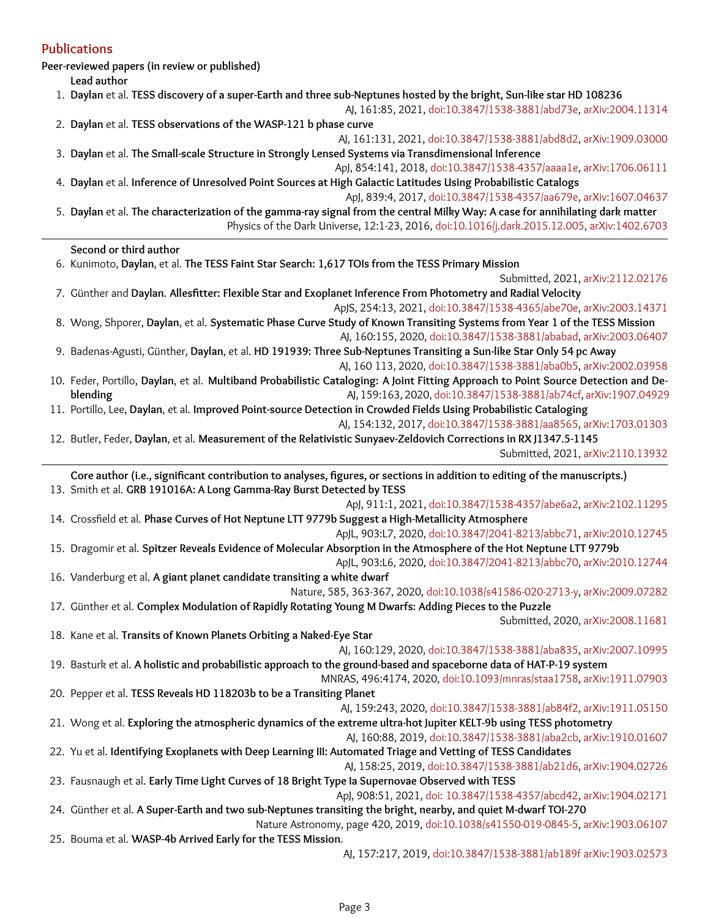## Publications

**Peer-reviewed papers (in review or published)**

**Lead author**

1. **Daylan** et al. **TESS discovery of a super-Earth and three sub-Neptunes hosted by the bright, Sun-like star HD 108236**
   AJ, 161:85, 2021, doi:10.3847/1538-3881/abd73e, arXiv:2004.11314
2. **Daylan** et al. **TESS observations of the WASP-121 b phase curve**
   AJ, 161:131, 2021, doi:10.3847/1538-3881/abd8d2, arXiv:1909.03000
3. **Daylan** et al. **The Small-scale Structure in Strongly Lensed Systems via Transdimensional Inference**
   ApJ, 854:141, 2018, doi:10.3847/1538-4357/aaaa1e, arXiv:1706.06111
4. **Daylan** et al. **Inference of Unresolved Point Sources at High Galactic Latitudes Using Probabilistic Catalogs**
   ApJ, 839:4, 2017, doi:10.3847/1538-4357/aa679e, arXiv:1607.04637
5. **Daylan** et al. **The characterization of the gamma-ray signal from the central Milky Way: A case for annihilating dark matter**
   Physics of the Dark Universe, 12:1-23, 2016, doi:10.1016/j.dark.2015.12.005, arXiv:1402.6703

---

**Second or third author**

6. Kunimoto, **Daylan**, et al. **The TESS Faint Star Search: 1,617 TOIs from the TESS Primary Mission**
   Submitted, 2021, arXiv:2112.02176
7. Günther and **Daylan**. **Allesfitter: Flexible Star and Exoplanet Inference From Photometry and Radial Velocity**
   ApJS, 254:13, 2021, doi:10.3847/1538-4365/abe70e, arXiv:2003.14371
8. Wong, Shporer, **Daylan**, et al. **Systematic Phase Curve Study of Known Transiting Systems from Year 1 of the TESS Mission**
   AJ, 160:155, 2020, doi:10.3847/1538-3881/ababad, arXiv:2003.06407
9. Badenas-Agusti, Günther, **Daylan**, et al. **HD 191939: Three Sub-Neptunes Transiting a Sun-like Star Only 54 pc Away**
   AJ, 160 113, 2020, doi:10.3847/1538-3881/aba0b5, arXiv:2002.03958
10. Feder, Portillo, **Daylan**, et al. **Multiband Probabilistic Cataloging: A Joint Fitting Approach to Point Source Detection and Deblending**
    AJ, 159:163, 2020, doi:10.3847/1538-3881/ab74cf, arXiv:1907.04929
11. Portillo, Lee, **Daylan**, et al. **Improved Point-source Detection in Crowded Fields Using Probabilistic Cataloging**
    AJ, 154:132, 2017, doi:10.3847/1538-3881/aa8565, arXiv:1703.01303
12. Butler, Feder, **Daylan**, et al. **Measurement of the Relativistic Sunyaev-Zeldovich Corrections in RX J1347.5-1145**
    Submitted, 2021, arXiv:2110.13932

---

**Core author (i.e., significant contribution to analyses, figures, or sections in addition to editing of the manuscripts.)**

13. Smith et al. **GRB 191016A: A Long Gamma-Ray Burst Detected by TESS**
    ApJ, 911:1, 2021, doi:10.3847/1538-4357/abe6a2, arXiv:2102.11295
14. Crossfield et al. **Phase Curves of Hot Neptune LTT 9779b Suggest a High-Metallicity Atmosphere**
    ApJL, 903:L7, 2020, doi:10.3847/2041-8213/abbc71, arXiv:2010.12745
15. Dragomir et al. **Spitzer Reveals Evidence of Molecular Absorption in the Atmosphere of the Hot Neptune LTT 9779b**
    ApJL, 903:L6, 2020, doi:10.3847/2041-8213/abbc70, arXiv:2010.12744
16. Vanderburg et al. **A giant planet candidate transiting a white dwarf**
    Nature, 585, 363-367, 2020, doi:10.1038/s41586-020-2713-y, arXiv:2009.07282
17. Günther et al. **Complex Modulation of Rapidly Rotating Young M Dwarfs: Adding Pieces to the Puzzle**
    Submitted, 2020, arXiv:2008.11681
18. Kane et al. **Transits of Known Planets Orbiting a Naked-Eye Star**
    AJ, 160:129, 2020, doi:10.3847/1538-3881/aba835, arXiv:2007.10995
19. Basturk et al. **A holistic and probabilistic approach to the ground-based and spaceborne data of HAT-P-19 system**
    MNRAS, 496:4174, 2020, doi:10.1093/mnras/staa1758, arXiv:1911.07903
20. Pepper et al. **TESS Reveals HD 118203b to be a Transiting Planet**
    AJ, 159:243, 2020, doi:10.3847/1538-3881/ab84f2, arXiv:1911.05150
21. Wong et al. **Exploring the atmospheric dynamics of the extreme ultra-hot Jupiter KELT-9b using TESS photometry**
    AJ, 160:88, 2019, doi:10.3847/1538-3881/aba2cb, arXiv:1910.01607
22. Yu et al. **Identifying Exoplanets with Deep Learning III: Automated Triage and Vetting of TESS Candidates**
    AJ, 158:25, 2019, doi:10.3847/1538-3881/ab21d6, arXiv:1904.02726
23. Fausnaugh et al. **Early Time Light Curves of 18 Bright Type Ia Supernovae Observed with TESS**
    ApJ, 908:51, 2021, doi: 10.3847/1538-4357/abcd42, arXiv:1904.02171
24. Günther et al. **A Super-Earth and two sub-Neptunes transiting the bright, nearby, and quiet M-dwarf TOI-270**
    Nature Astronomy, page 420, 2019, doi:10.1038/s41550-019-0845-5, arXiv:1903.06107
25. Bouma et al. **WASP-4b Arrived Early for the TESS Mission**.
    AJ, 157:217, 2019, doi:10.3847/1538-3881/ab189f arXiv:1903.02573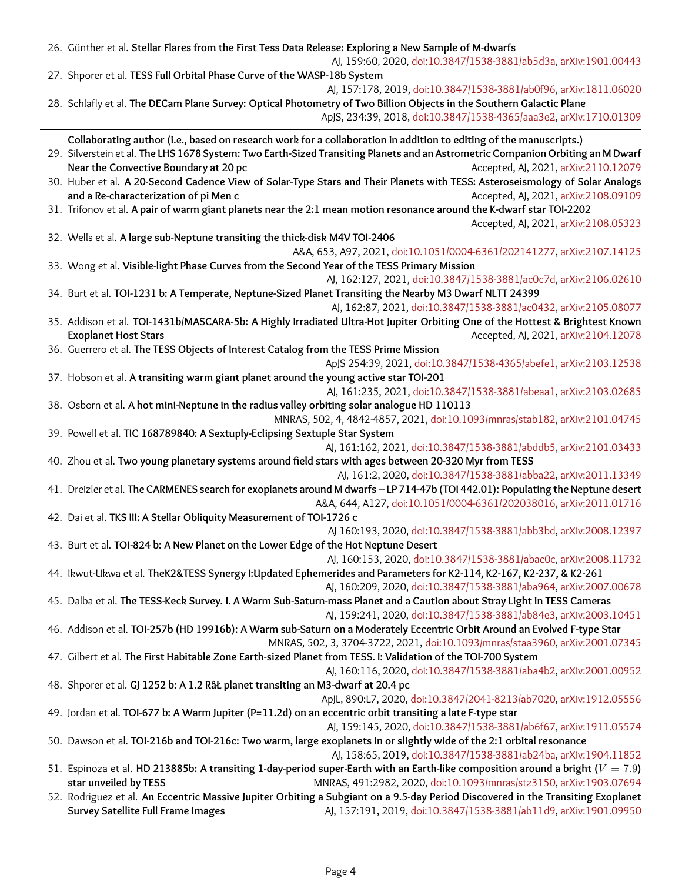26. Günther et al. **Stellar Flares from the First Tess Data Release: Exploring a New Sample of M-dwarfs**
AJ, 159:60, 2020, doi:10.3847/1538-3881/ab5d3a, arXiv:1901.00443
27. Shporer et al. **TESS Full Orbital Phase Curve of the WASP-18b System**
AJ, 157:178, 2019, doi:10.3847/1538-3881/ab0f96, arXiv:1811.06020
28. Schlafly et al. **The DECam Plane Survey: Optical Photometry of Two Billion Objects in the Southern Galactic Plane**
ApJS, 234:39, 2018, doi:10.3847/1538-4365/aaa3e2, arXiv:1710.01309

---

**Collaborating author (i.e., based on research work for a collaboration in addition to editing of the manuscripts.)**

29. Silverstein et al. **The LHS 1678 System: Two Earth-Sized Transiting Planets and an Astrometric Companion Orbiting an M Dwarf Near the Convective Boundary at 20 pc** Accepted, AJ, 2021, arXiv:2110.12079
30. Huber et al. **A 20-Second Cadence View of Solar-Type Stars and Their Planets with TESS: Asteroseismology of Solar Analogs and a Re-characterization of pi Men c** Accepted, AJ, 2021, arXiv:2108.09109
31. Trifonov et al. **A pair of warm giant planets near the 2:1 mean motion resonance around the K-dwarf star TOI-2202**
Accepted, AJ, 2021, arXiv:2108.05323
32. Wells et al. **A large sub-Neptune transiting the thick-disk M4V TOI-2406**
A&A, 653, A97, 2021, doi:10.1051/0004-6361/202141277, arXiv:2107.14125
33. Wong et al. **Visible-light Phase Curves from the Second Year of the TESS Primary Mission**
AJ, 162:127, 2021, doi:10.3847/1538-3881/ac0c7d, arXiv:2106.02610
34. Burt et al. **TOI-1231 b: A Temperate, Neptune-Sized Planet Transiting the Nearby M3 Dwarf NLTT 24399**
AJ, 162:87, 2021, doi:10.3847/1538-3881/ac0432, arXiv:2105.08077
35. Addison et al. **TOI-1431b/MASCARA-5b: A Highly Irradiated Ultra-Hot Jupiter Orbiting One of the Hottest & Brightest Known Exoplanet Host Stars** Accepted, AJ, 2021, arXiv:2104.12078
36. Guerrero et al. **The TESS Objects of Interest Catalog from the TESS Prime Mission**
ApJS 254:39, 2021, doi:10.3847/1538-4365/abefe1, arXiv:2103.12538
37. Hobson et al. **A transiting warm giant planet around the young active star TOI-201**
AJ, 161:235, 2021, doi:10.3847/1538-3881/abeaa1, arXiv:2103.02685
38. Osborn et al. **A hot mini-Neptune in the radius valley orbiting solar analogue HD 110113**
MNRAS, 502, 4, 4842-4857, 2021, doi:10.1093/mnras/stab182, arXiv:2101.04745
39. Powell et al. **TIC 168789840: A Sextuply-Eclipsing Sextuple Star System**
AJ, 161:162, 2021, doi:10.3847/1538-3881/abddb5, arXiv:2101.03433
40. Zhou et al. **Two young planetary systems around field stars with ages between 20-320 Myr from TESS**
AJ, 161:2, 2020, doi:10.3847/1538-3881/abba22, arXiv:2011.13349
41. Dreizler et al. **The CARMENES search for exoplanets around M dwarfs – LP 714-47b (TOI 442.01): Populating the Neptune desert**
A&A, 644, A127, doi:10.1051/0004-6361/202038016, arXiv:2011.01716
42. Dai et al. **TKS III: A Stellar Obliquity Measurement of TOI-1726 c**
AJ 160:193, 2020, doi:10.3847/1538-3881/abb3bd, arXiv:2008.12397
43. Burt et al. **TOI-824 b: A New Planet on the Lower Edge of the Hot Neptune Desert**
AJ, 160:153, 2020, doi:10.3847/1538-3881/abac0c, arXiv:2008.11732
44. Ikwut-Ukwa et al. **TheK2&TESS Synergy I:Updated Ephemerides and Parameters for K2-114, K2-167, K2-237, & K2-261**
AJ, 160:209, 2020, doi:10.3847/1538-3881/aba964, arXiv:2007.00678
45. Dalba et al. **The TESS-Keck Survey. I. A Warm Sub-Saturn-mass Planet and a Caution about Stray Light in TESS Cameras**
AJ, 159:241, 2020, doi:10.3847/1538-3881/ab84e3, arXiv:2003.10451
46. Addison et al. **TOI-257b (HD 19916b): A Warm sub-Saturn on a Moderately Eccentric Orbit Around an Evolved F-type Star**
MNRAS, 502, 3, 3704-3722, 2021, doi:10.1093/mnras/staa3960, arXiv:2001.07345
47. Gilbert et al. **The First Habitable Zone Earth-sized Planet from TESS. I: Validation of the TOI-700 System**
AJ, 160:116, 2020, doi:10.3847/1538-3881/aba4b2, arXiv:2001.00952
48. Shporer et al. **GJ 1252 b: A 1.2 RâŁ planet transiting an M3-dwarf at 20.4 pc**
ApJL, 890:L7, 2020, doi:10.3847/2041-8213/ab7020, arXiv:1912.05556
49. Jordan et al. **TOI-677 b: A Warm Jupiter (P=11.2d) on an eccentric orbit transiting a late F-type star**
AJ, 159:145, 2020, doi:10.3847/1538-3881/ab6f67, arXiv:1911.05574
50. Dawson et al. **TOI-216b and TOI-216c: Two warm, large exoplanets in or slightly wide of the 2:1 orbital resonance**
AJ, 158:65, 2019, doi:10.3847/1538-3881/ab24ba, arXiv:1904.11852
51. Espinoza et al. **HD 213885b: A transiting 1-day-period super-Earth with an Earth-like composition around a bright ($V = 7.9$) star unveiled by TESS** MNRAS, 491:2982, 2020, doi:10.1093/mnras/stz3150, arXiv:1903.07694
52. Rodriguez et al. **An Eccentric Massive Jupiter Orbiting a Subgiant on a 9.5-day Period Discovered in the Transiting Exoplanet Survey Satellite Full Frame Images** AJ, 157:191, 2019, doi:10.3847/1538-3881/ab11d9, arXiv:1901.09950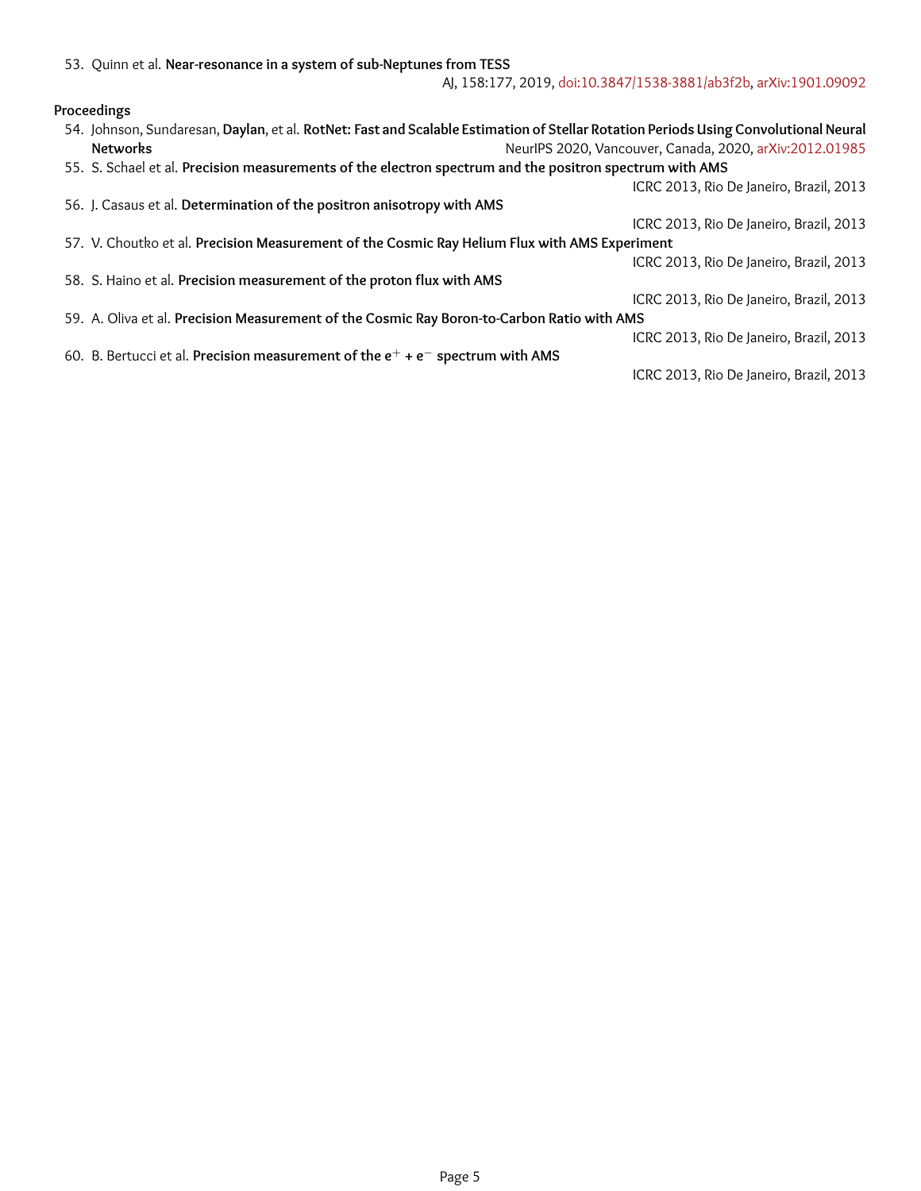53. Quinn et al. **Near-resonance in a system of sub-Neptunes from TESS**
AJ, 158:177, 2019, doi:10.3847/1538-3881/ab3f2b, arXiv:1901.09092

### Proceedings

54. Johnson, Sundaresan, **Daylan**, et al. **RotNet: Fast and Scalable Estimation of Stellar Rotation Periods Using Convolutional Neural Networks**
NeurIPS 2020, Vancouver, Canada, 2020, arXiv:2012.01985
55. S. Schael et al. **Precision measurements of the electron spectrum and the positron spectrum with AMS**
ICRC 2013, Rio De Janeiro, Brazil, 2013
56. J. Casaus et al. **Determination of the positron anisotropy with AMS**
ICRC 2013, Rio De Janeiro, Brazil, 2013
57. V. Choutko et al. **Precision Measurement of the Cosmic Ray Helium Flux with AMS Experiment**
ICRC 2013, Rio De Janeiro, Brazil, 2013
58. S. Haino et al. **Precision measurement of the proton flux with AMS**
ICRC 2013, Rio De Janeiro, Brazil, 2013
59. A. Oliva et al. **Precision Measurement of the Cosmic Ray Boron-to-Carbon Ratio with AMS**
ICRC 2013, Rio De Janeiro, Brazil, 2013
60. B. Bertucci et al. **Precision measurement of the $e^+ + e^-$ spectrum with AMS**
ICRC 2013, Rio De Janeiro, Brazil, 2013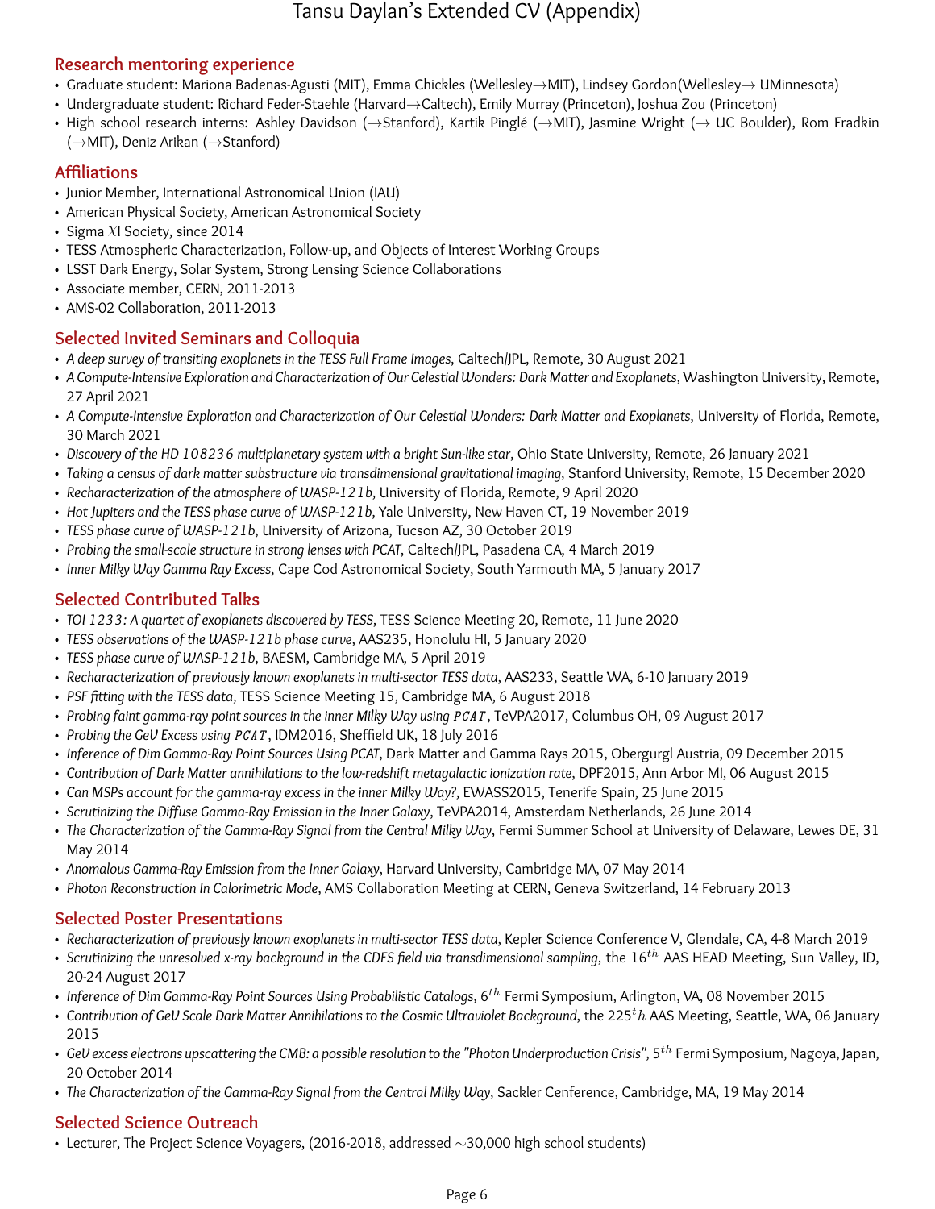# Tansu Daylan's Extended CV (Appendix)

## Research mentoring experience

- Graduate student: Mariona Badenas-Agusti (MIT), Emma Chickles (Wellesley→MIT), Lindsey Gordon(Wellesley→ UMinnesota)
- Undergraduate student: Richard Feder-Staehle (Harvard→Caltech), Emily Murray (Princeton), Joshua Zou (Princeton)
- High school research interns: Ashley Davidson (→Stanford), Kartik Pinglé (→MIT), Jasmine Wright (→ UC Boulder), Rom Fradkin (→MIT), Deniz Arikan (→Stanford)

## Affiliations

- Junior Member, International Astronomical Union (IAU)
- American Physical Society, American Astronomical Society
- Sigma $\chi$I Society, since 2014
- TESS Atmospheric Characterization, Follow-up, and Objects of Interest Working Groups
- LSST Dark Energy, Solar System, Strong Lensing Science Collaborations
- Associate member, CERN, 2011-2013
- AMS-02 Collaboration, 2011-2013

## Selected Invited Seminars and Colloquia

- *A deep survey of transiting exoplanets in the TESS Full Frame Images*, Caltech/JPL, Remote, 30 August 2021
- *A Compute-Intensive Exploration and Characterization of Our Celestial Wonders: Dark Matter and Exoplanets*, Washington University, Remote, 27 April 2021
- *A Compute-Intensive Exploration and Characterization of Our Celestial Wonders: Dark Matter and Exoplanets*, University of Florida, Remote, 30 March 2021
- *Discovery of the HD 108236 multiplanetary system with a bright Sun-like star*, Ohio State University, Remote, 26 January 2021
- *Taking a census of dark matter substructure via transdimensional gravitational imaging*, Stanford University, Remote, 15 December 2020
- *Recharacterization of the atmosphere of WASP-121b*, University of Florida, Remote, 9 April 2020
- *Hot Jupiters and the TESS phase curve of WASP-121b*, Yale University, New Haven CT, 19 November 2019
- *TESS phase curve of WASP-121b*, University of Arizona, Tucson AZ, 30 October 2019
- *Probing the small-scale structure in strong lenses with PCAT*, Caltech/JPL, Pasadena CA, 4 March 2019
- *Inner Milky Way Gamma Ray Excess*, Cape Cod Astronomical Society, South Yarmouth MA, 5 January 2017

## Selected Contributed Talks

- *TOI 1233: A quartet of exoplanets discovered by TESS*, TESS Science Meeting 20, Remote, 11 June 2020
- *TESS observations of the WASP-121b phase curve*, AAS235, Honolulu HI, 5 January 2020
- *TESS phase curve of WASP-121b*, BAESM, Cambridge MA, 5 April 2019
- *Recharacterization of previously known exoplanets in multi-sector TESS data*, AAS233, Seattle WA, 6-10 January 2019
- *PSF fitting with the TESS data*, TESS Science Meeting 15, Cambridge MA, 6 August 2018
- *Probing faint gamma-ray point sources in the inner Milky Way using PCAT*, TeVPA2017, Columbus OH, 09 August 2017
- *Probing the GeV Excess using PCAT*, IDM2016, Sheffield UK, 18 July 2016
- *Inference of Dim Gamma-Ray Point Sources Using PCAT*, Dark Matter and Gamma Rays 2015, Obergurgl Austria, 09 December 2015
- *Contribution of Dark Matter annihilations to the low-redshift metagalactic ionization rate*, DPF2015, Ann Arbor MI, 06 August 2015
- *Can MSPs account for the gamma-ray excess in the inner Milky Way?*, EWASS2015, Tenerife Spain, 25 June 2015
- *Scrutinizing the Diffuse Gamma-Ray Emission in the Inner Galaxy*, TeVPA2014, Amsterdam Netherlands, 26 June 2014
- *The Characterization of the Gamma-Ray Signal from the Central Milky Way*, Fermi Summer School at University of Delaware, Lewes DE, 31 May 2014
- *Anomalous Gamma-Ray Emission from the Inner Galaxy*, Harvard University, Cambridge MA, 07 May 2014
- *Photon Reconstruction In Calorimetric Mode*, AMS Collaboration Meeting at CERN, Geneva Switzerland, 14 February 2013

## Selected Poster Presentations

- *Recharacterization of previously known exoplanets in multi-sector TESS data*, Kepler Science Conference V, Glendale, CA, 4-8 March 2019
- *Scrutinizing the unresolved x-ray background in the CDFS field via transdimensional sampling*, the $16^{th}$ AAS HEAD Meeting, Sun Valley, ID, 20-24 August 2017
- *Inference of Dim Gamma-Ray Point Sources Using Probabilistic Catalogs*, $6^{th}$ Fermi Symposium, Arlington, VA, 08 November 2015
- *Contribution of GeV Scale Dark Matter Annihilations to the Cosmic Ultraviolet Background*, the $225^{t}h$ AAS Meeting, Seattle, WA, 06 January 2015
- *GeV excess electrons upscattering the CMB: a possible resolution to the "Photon Underproduction Crisis"*, $5^{th}$ Fermi Symposium, Nagoya, Japan, 20 October 2014
- *The Characterization of the Gamma-Ray Signal from the Central Milky Way*, Sackler Cenference, Cambridge, MA, 19 May 2014

## Selected Science Outreach

- Lecturer, The Project Science Voyagers, (2016-2018, addressed ∼30,000 high school students)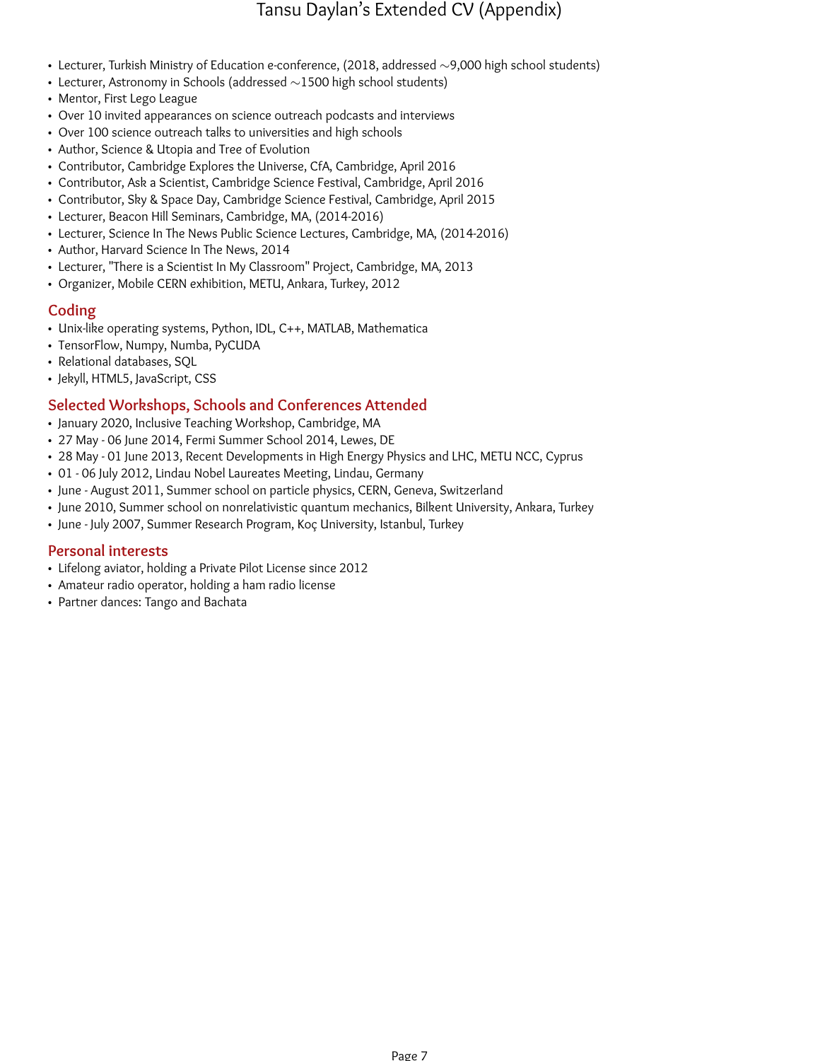- Lecturer, Turkish Ministry of Education e-conference, (2018, addressed ∼9,000 high school students)
- Lecturer, Astronomy in Schools (addressed ∼1500 high school students)
- Mentor, First Lego League
- Over 10 invited appearances on science outreach podcasts and interviews
- Over 100 science outreach talks to universities and high schools
- Author, Science & Utopia and Tree of Evolution
- Contributor, Cambridge Explores the Universe, CfA, Cambridge, April 2016
- Contributor, Ask a Scientist, Cambridge Science Festival, Cambridge, April 2016
- Contributor, Sky & Space Day, Cambridge Science Festival, Cambridge, April 2015
- Lecturer, Beacon Hill Seminars, Cambridge, MA, (2014-2016)
- Lecturer, Science In The News Public Science Lectures, Cambridge, MA, (2014-2016)
- Author, Harvard Science In The News, 2014
- Lecturer, "There is a Scientist In My Classroom" Project, Cambridge, MA, 2013
- Organizer, Mobile CERN exhibition, METU, Ankara, Turkey, 2012

## Coding

- Unix-like operating systems, Python, IDL, C++, MATLAB, Mathematica
- TensorFlow, Numpy, Numba, PyCUDA
- Relational databases, SQL
- Jekyll, HTML5, JavaScript, CSS

## Selected Workshops, Schools and Conferences Attended

- January 2020, Inclusive Teaching Workshop, Cambridge, MA
- 27 May - 06 June 2014, Fermi Summer School 2014, Lewes, DE
- 28 May - 01 June 2013, Recent Developments in High Energy Physics and LHC, METU NCC, Cyprus
- 01 - 06 July 2012, Lindau Nobel Laureates Meeting, Lindau, Germany
- June - August 2011, Summer school on particle physics, CERN, Geneva, Switzerland
- June 2010, Summer school on nonrelativistic quantum mechanics, Bilkent University, Ankara, Turkey
- June - July 2007, Summer Research Program, Koç University, Istanbul, Turkey

## Personal interests

- Lifelong aviator, holding a Private Pilot License since 2012
- Amateur radio operator, holding a ham radio license
- Partner dances: Tango and Bachata